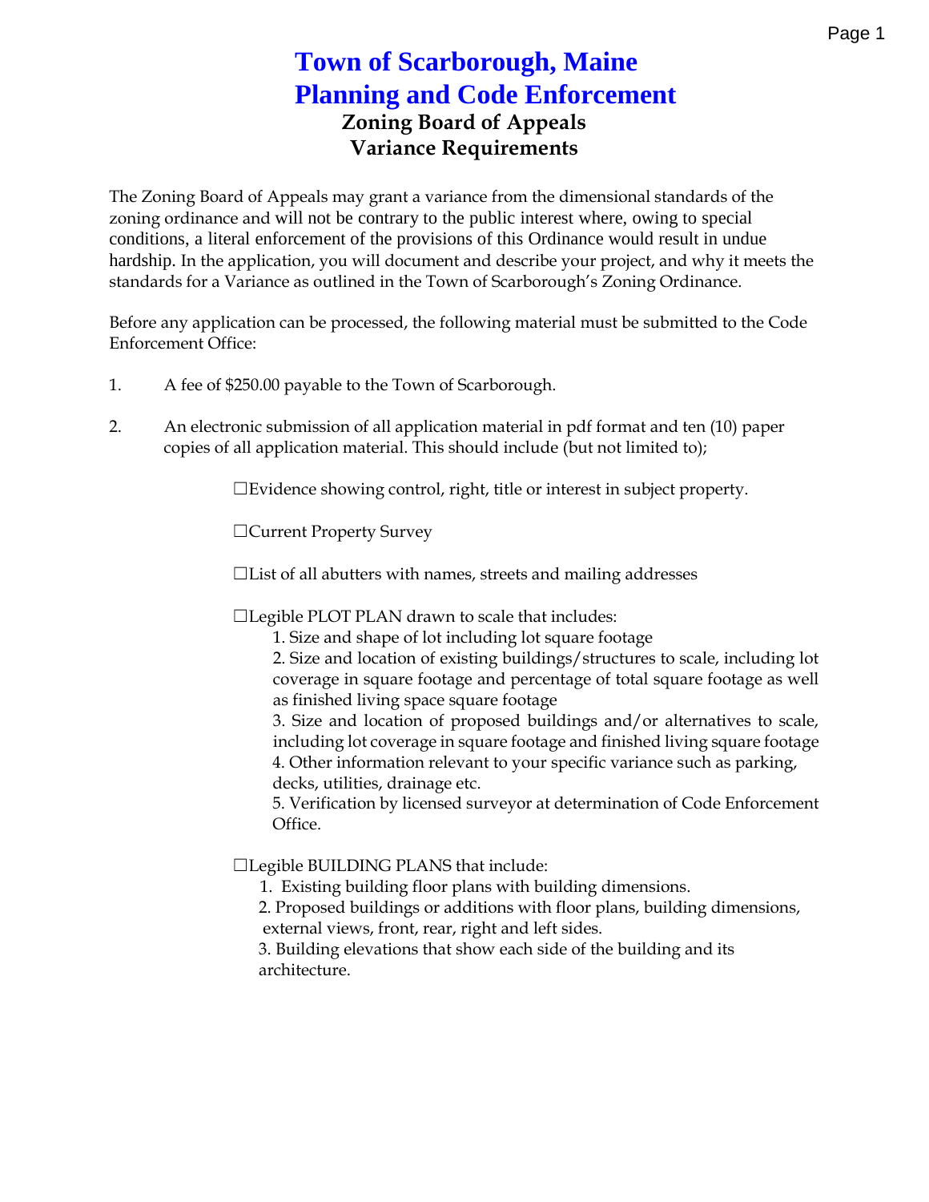# Town of Scarborough, Maine
# Planning and Code Enforcement

## Zoning Board of Appeals
## Variance Requirements

The Zoning Board of Appeals may grant a variance from the dimensional standards of the zoning ordinance and will not be contrary to the public interest where, owing to special conditions, a literal enforcement of the provisions of this Ordinance would result in undue hardship. In the application, you will document and describe your project, and why it meets the standards for a Variance as outlined in the Town of Scarborough's Zoning Ordinance.

Before any application can be processed, the following material must be submitted to the Code Enforcement Office:

1. A fee of $250.00 payable to the Town of Scarborough.

2. An electronic submission of all application material in pdf format and ten (10) paper copies of all application material. This should include (but not limited to);

   ☐Evidence showing control, right, title or interest in subject property.

   ☐Current Property Survey

   ☐List of all abutters with names, streets and mailing addresses

   ☐Legible PLOT PLAN drawn to scale that includes:
   1. Size and shape of lot including lot square footage
   2. Size and location of existing buildings/structures to scale, including lot coverage in square footage and percentage of total square footage as well as finished living space square footage
   3. Size and location of proposed buildings and/or alternatives to scale, including lot coverage in square footage and finished living square footage
   4. Other information relevant to your specific variance such as parking, decks, utilities, drainage etc.
   5. Verification by licensed surveyor at determination of Code Enforcement Office.

   ☐Legible BUILDING PLANS that include:
   1. Existing building floor plans with building dimensions.
   2. Proposed buildings or additions with floor plans, building dimensions, external views, front, rear, right and left sides.
   3. Building elevations that show each side of the building and its architecture.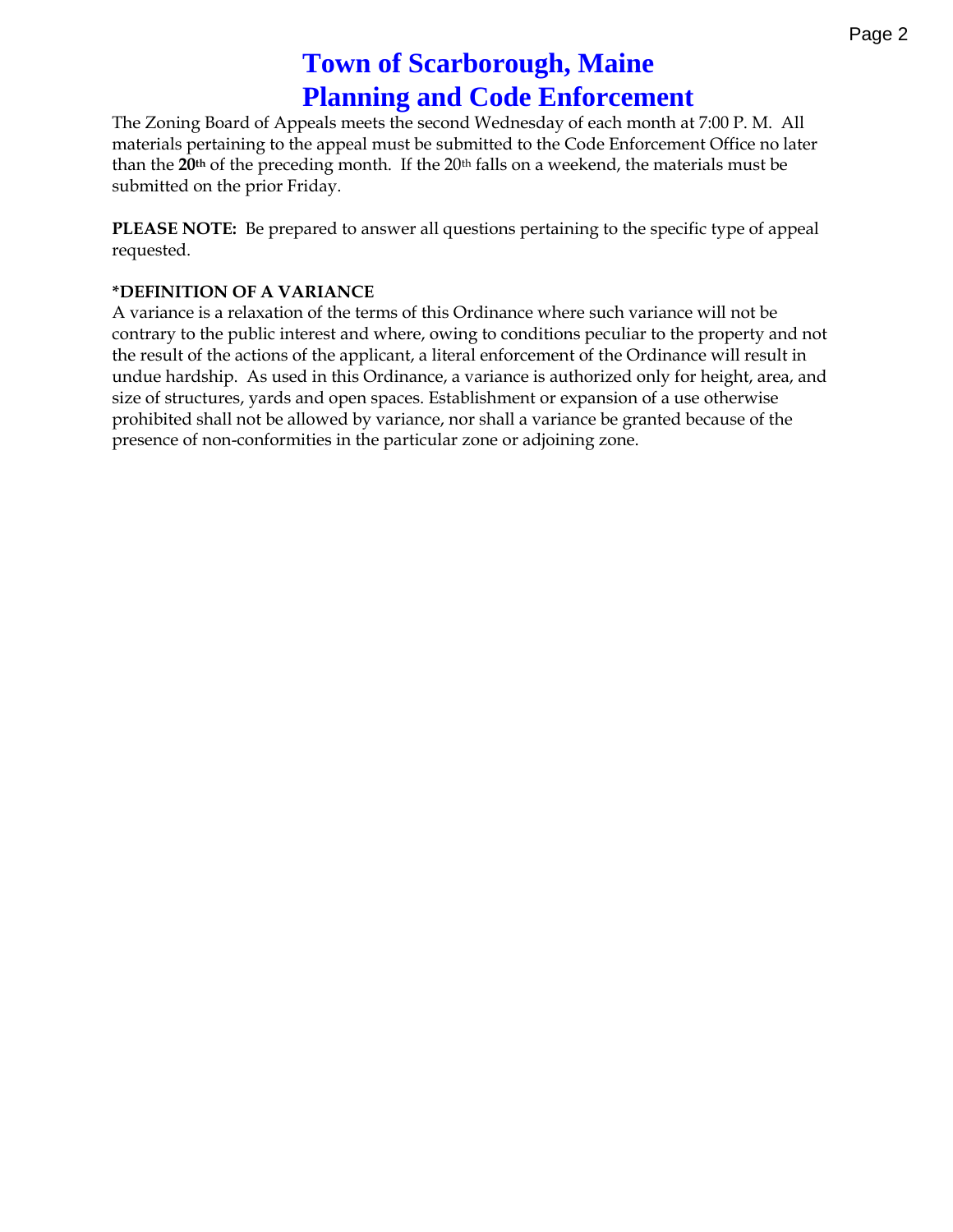# Town of Scarborough, Maine
# Planning and Code Enforcement

The Zoning Board of Appeals meets the second Wednesday of each month at 7:00 P. M. All materials pertaining to the appeal must be submitted to the Code Enforcement Office no later than the **20th** of the preceding month. If the 20th falls on a weekend, the materials must be submitted on the prior Friday.

**PLEASE NOTE:** Be prepared to answer all questions pertaining to the specific type of appeal requested.

**\*DEFINITION OF A VARIANCE**

A variance is a relaxation of the terms of this Ordinance where such variance will not be contrary to the public interest and where, owing to conditions peculiar to the property and not the result of the actions of the applicant, a literal enforcement of the Ordinance will result in undue hardship. As used in this Ordinance, a variance is authorized only for height, area, and size of structures, yards and open spaces. Establishment or expansion of a use otherwise prohibited shall not be allowed by variance, nor shall a variance be granted because of the presence of non-conformities in the particular zone or adjoining zone.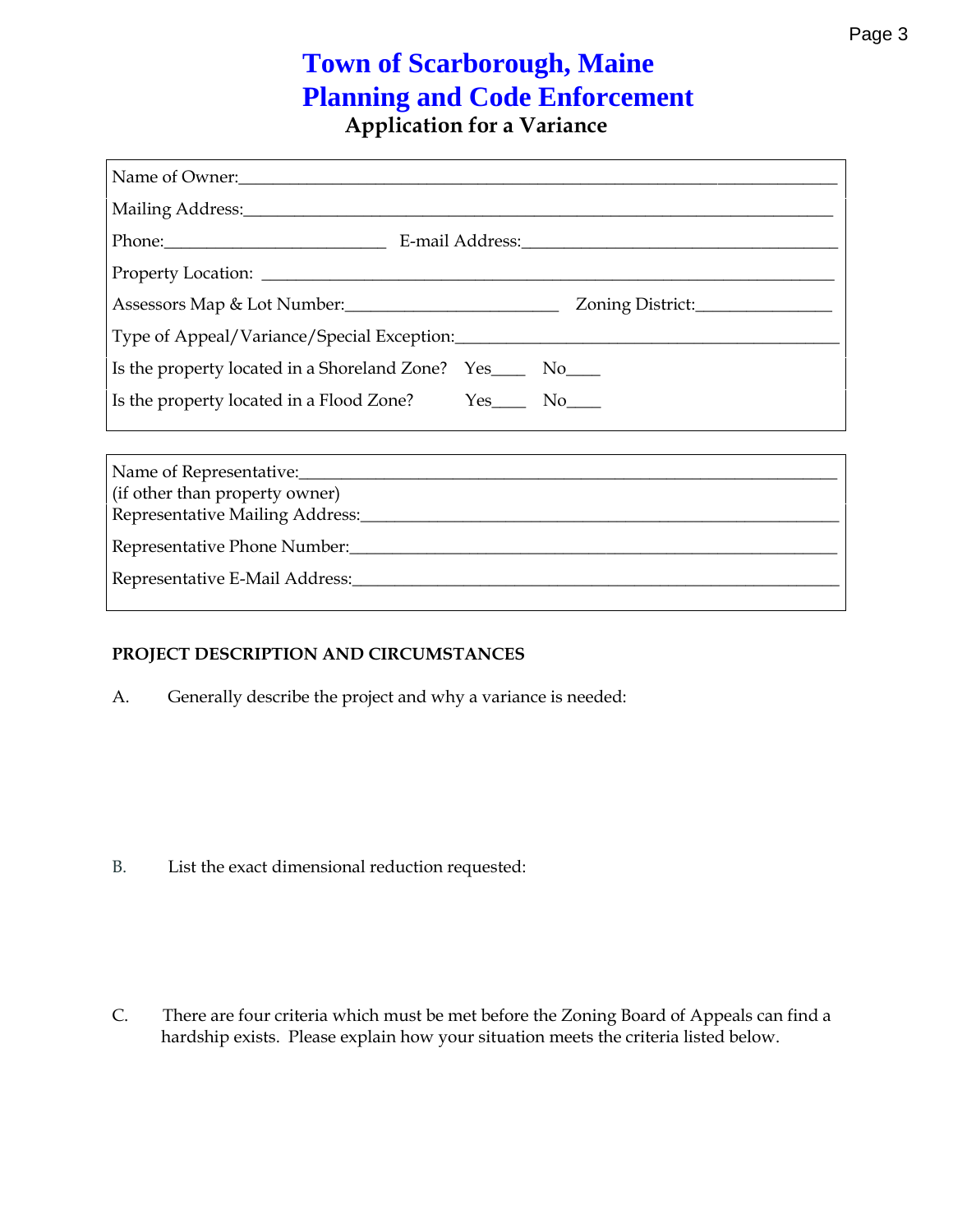# Town of Scarborough, Maine
# Planning and Code Enforcement
## Application for a Variance

Name of Owner:\_\_\_\_\_\_\_\_\_\_\_\_\_\_\_\_\_\_\_\_\_\_\_\_\_\_\_\_\_\_\_\_\_\_\_\_\_\_\_\_\_\_\_\_\_\_\_\_\_\_\_\_\_\_\_\_\_\_\_\_\_\_\_\_

Mailing Address:\_\_\_\_\_\_\_\_\_\_\_\_\_\_\_\_\_\_\_\_\_\_\_\_\_\_\_\_\_\_\_\_\_\_\_\_\_\_\_\_\_\_\_\_\_\_\_\_\_\_\_\_\_\_\_\_\_\_\_\_\_\_

Phone:\_\_\_\_\_\_\_\_\_\_\_\_\_\_\_\_\_\_\_\_\_\_\_\_ E-mail Address:\_\_\_\_\_\_\_\_\_\_\_\_\_\_\_\_\_\_\_\_\_\_\_\_\_\_\_\_\_\_\_\_\_\_\_\_

Property Location: \_\_\_\_\_\_\_\_\_\_\_\_\_\_\_\_\_\_\_\_\_\_\_\_\_\_\_\_\_\_\_\_\_\_\_\_\_\_\_\_\_\_\_\_\_\_\_\_\_\_\_\_\_\_\_\_\_\_\_\_\_\_

Assessors Map & Lot Number:\_\_\_\_\_\_\_\_\_\_\_\_\_\_\_\_\_\_\_\_\_\_\_ Zoning District:\_\_\_\_\_\_\_\_\_\_\_\_\_\_\_

Type of Appeal/Variance/Special Exception:\_\_\_\_\_\_\_\_\_\_\_\_\_\_\_\_\_\_\_\_\_\_\_\_\_\_\_\_\_\_\_\_\_\_\_\_\_\_\_\_\_\_\_

Is the property located in a Shoreland Zone? Yes\_\_\_\_ No\_\_\_\_

Is the property located in a Flood Zone? Yes\_\_\_\_ No\_\_\_\_

Name of Representative:\_\_\_\_\_\_\_\_\_\_\_\_\_\_\_\_\_\_\_\_\_\_\_\_\_\_\_\_\_\_\_\_\_\_\_\_\_\_\_\_\_\_\_\_\_\_\_\_\_\_\_\_\_\_\_\_\_\_
(if other than property owner)
Representative Mailing Address:\_\_\_\_\_\_\_\_\_\_\_\_\_\_\_\_\_\_\_\_\_\_\_\_\_\_\_\_\_\_\_\_\_\_\_\_\_\_\_\_\_\_\_\_\_\_\_\_\_\_\_

Representative Phone Number:\_\_\_\_\_\_\_\_\_\_\_\_\_\_\_\_\_\_\_\_\_\_\_\_\_\_\_\_\_\_\_\_\_\_\_\_\_\_\_\_\_\_\_\_\_\_\_\_\_\_\_\_

Representative E-Mail Address:\_\_\_\_\_\_\_\_\_\_\_\_\_\_\_\_\_\_\_\_\_\_\_\_\_\_\_\_\_\_\_\_\_\_\_\_\_\_\_\_\_\_\_\_\_\_\_\_\_\_\_\_

**PROJECT DESCRIPTION AND CIRCUMSTANCES**

A. Generally describe the project and why a variance is needed:

B. List the exact dimensional reduction requested:

C. There are four criteria which must be met before the Zoning Board of Appeals can find a hardship exists. Please explain how your situation meets the criteria listed below.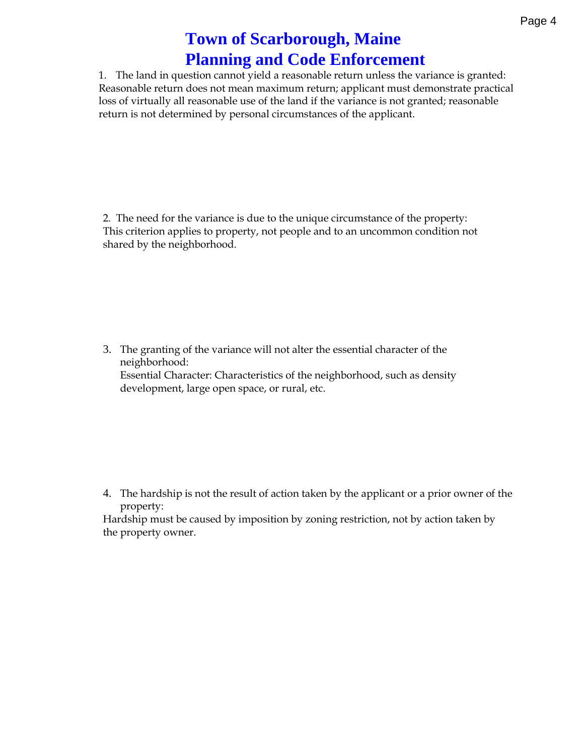# Town of Scarborough, Maine
# Planning and Code Enforcement

1. The land in question cannot yield a reasonable return unless the variance is granted: Reasonable return does not mean maximum return; applicant must demonstrate practical loss of virtually all reasonable use of the land if the variance is not granted; reasonable return is not determined by personal circumstances of the applicant.

2. The need for the variance is due to the unique circumstance of the property: This criterion applies to property, not people and to an uncommon condition not shared by the neighborhood.

3. The granting of the variance will not alter the essential character of the neighborhood:
   Essential Character: Characteristics of the neighborhood, such as density development, large open space, or rural, etc.

4. The hardship is not the result of action taken by the applicant or a prior owner of the property:
   Hardship must be caused by imposition by zoning restriction, not by action taken by the property owner.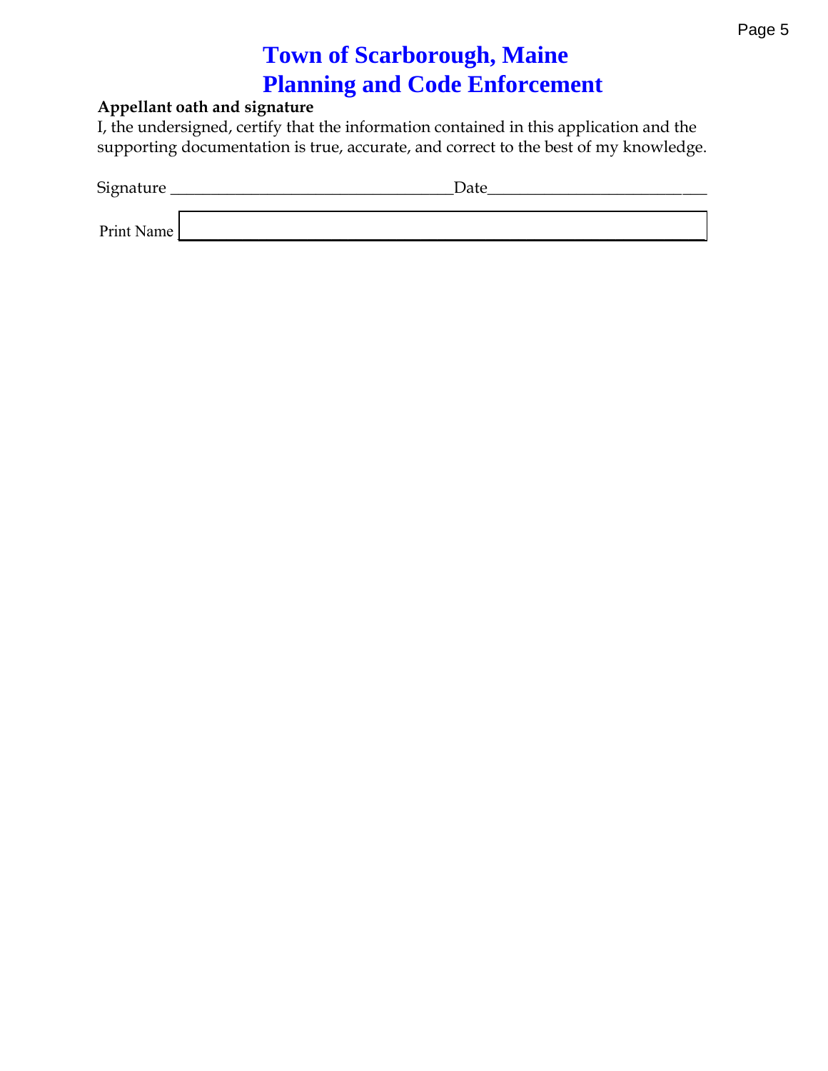# Town of Scarborough, Maine
# Planning and Code Enforcement

**Appellant oath and signature**

I, the undersigned, certify that the information contained in this application and the supporting documentation is true, accurate, and correct to the best of my knowledge.

Signature _________________________________Date_________________________

Print Name ___________________________________________________________